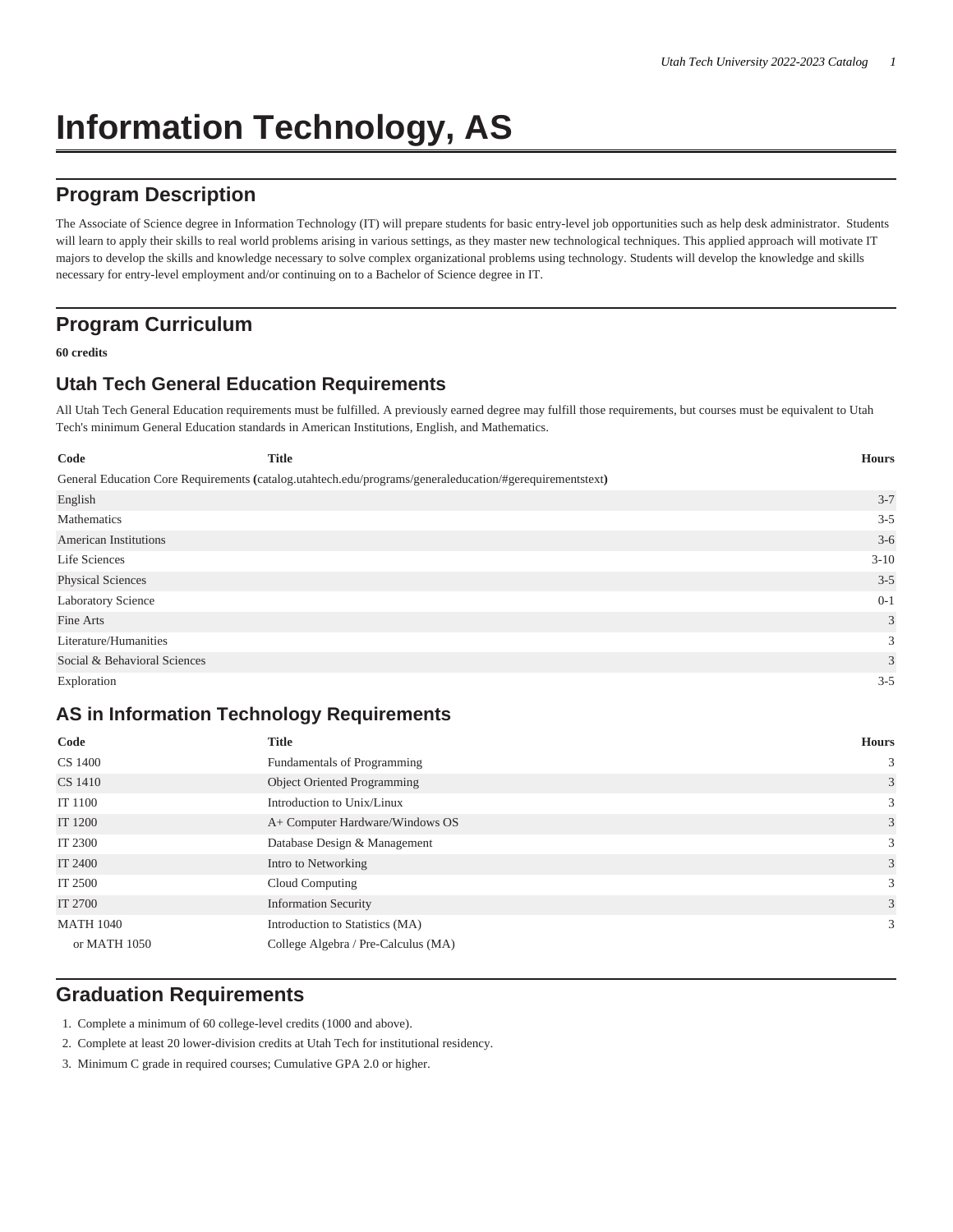# Information Technology, AS

## Program Description

The Associate of Science degree in Information Technology (IT) will prepare students for basic entry-level job opportunities such as help desk administrator. Students will learn to apply their skills to real world problems arising in various settings, as they master new technological techniques. This applied approach will motivate IT majors to develop the skills and knowledge necessary to solve complex organizational problems using technology. Students will develop the knowledge and skills necessary for entry-level employment and/or continuing on to a Bachelor of Science degree in IT.

## Program Curriculum

**60 credits**

### Utah Tech General Education Requirements

All Utah Tech General Education requirements must be fulfilled. A previously earned degree may fulfill those requirements, but courses must be equivalent to Utah Tech's minimum General Education standards in American Institutions, English, and Mathematics.

| Code | Title | Hours |
|---|---|---|
| General Education Core Requirements **(**catalog.utahtech.edu/programs/generaleducation/#gerequirementstext**)** | | |
| English | | 3-7 |
| Mathematics | | 3-5 |
| American Institutions | | 3-6 |
| Life Sciences | | 3-10 |
| Physical Sciences | | 3-5 |
| Laboratory Science | | 0-1 |
| Fine Arts | | 3 |
| Literature/Humanities | | 3 |
| Social & Behavioral Sciences | | 3 |
| Exploration | | 3-5 |

### AS in Information Technology Requirements

| Code | Title | Hours |
|---|---|---|
| CS 1400 | Fundamentals of Programming | 3 |
| CS 1410 | Object Oriented Programming | 3 |
| IT 1100 | Introduction to Unix/Linux | 3 |
| IT 1200 | A+ Computer Hardware/Windows OS | 3 |
| IT 2300 | Database Design & Management | 3 |
| IT 2400 | Intro to Networking | 3 |
| IT 2500 | Cloud Computing | 3 |
| IT 2700 | Information Security | 3 |
| MATH 1040 | Introduction to Statistics (MA) | 3 |
| or MATH 1050 | College Algebra / Pre-Calculus (MA) | |

## Graduation Requirements

1. Complete a minimum of 60 college-level credits (1000 and above).
2. Complete at least 20 lower-division credits at Utah Tech for institutional residency.
3. Minimum C grade in required courses; Cumulative GPA 2.0 or higher.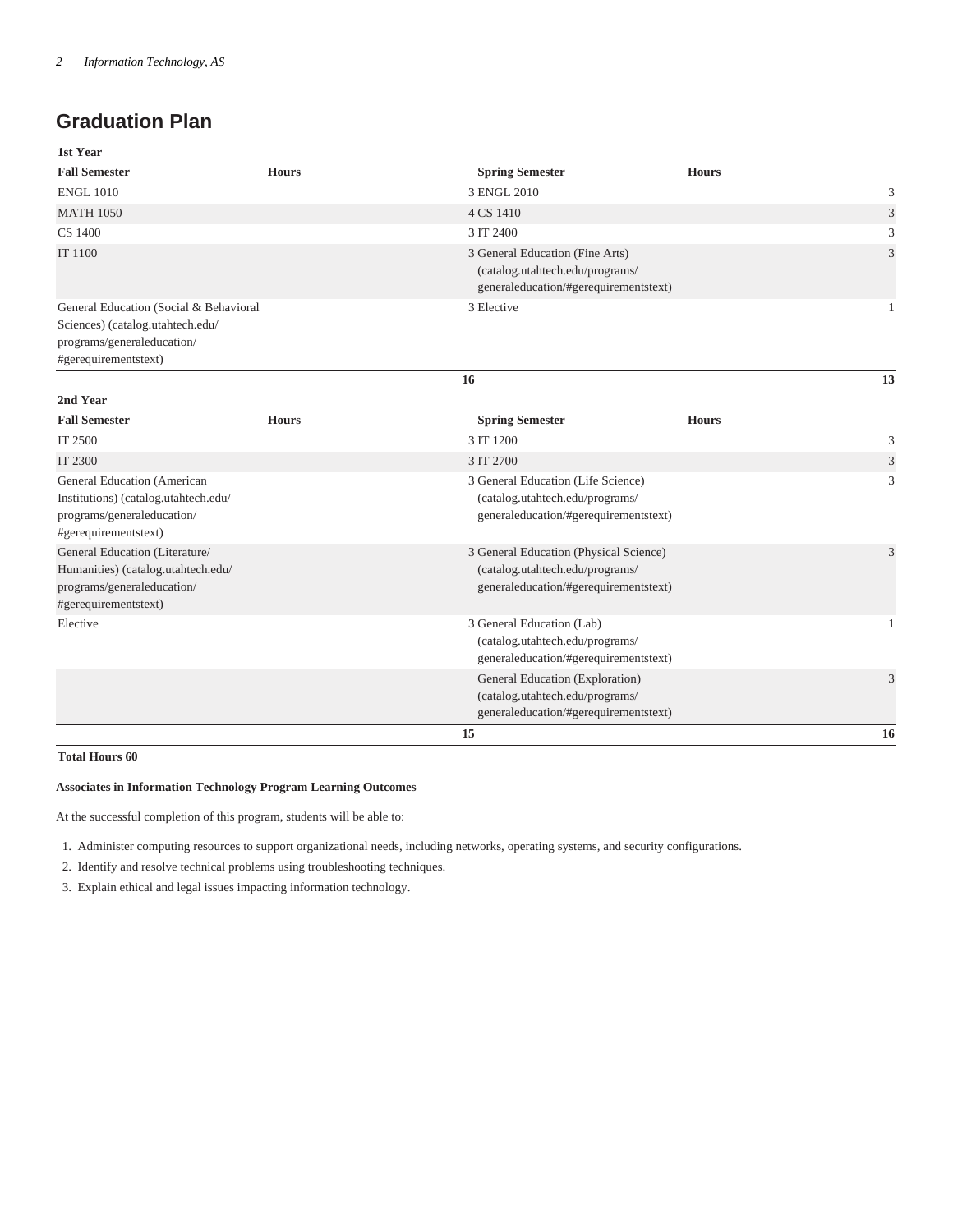## Graduation Plan

| 1st Year | | | |
|---|---|---|---|
| **Fall Semester** | **Hours** | **Spring Semester** | **Hours** |
| ENGL 1010 | 3 | ENGL 2010 | 3 |
| MATH 1050 | 4 | CS 1410 | 3 |
| CS 1400 | 3 | IT 2400 | 3 |
| IT 1100 | 3 | General Education (Fine Arts) (catalog.utahtech.edu/programs/generaleducation/#gerequirementstext) | 3 |
| General Education (Social & Behavioral Sciences) (catalog.utahtech.edu/programs/generaleducation/#gerequirementstext) | 3 | Elective | 1 |
| | **16** | | **13** |
| **2nd Year** | | | |
| **Fall Semester** | **Hours** | **Spring Semester** | **Hours** |
| IT 2500 | 3 | IT 1200 | 3 |
| IT 2300 | 3 | IT 2700 | 3 |
| General Education (American Institutions) (catalog.utahtech.edu/programs/generaleducation/#gerequirementstext) | 3 | General Education (Life Science) (catalog.utahtech.edu/programs/generaleducation/#gerequirementstext) | 3 |
| General Education (Literature/Humanities) (catalog.utahtech.edu/programs/generaleducation/#gerequirementstext) | 3 | General Education (Physical Science) (catalog.utahtech.edu/programs/generaleducation/#gerequirementstext) | 3 |
| Elective | 3 | General Education (Lab) (catalog.utahtech.edu/programs/generaleducation/#gerequirementstext) | 1 |
| | | General Education (Exploration) (catalog.utahtech.edu/programs/generaleducation/#gerequirementstext) | 3 |
| | **15** | | **16** |

**Total Hours 60**

**Associates in Information Technology Program Learning Outcomes**

At the successful completion of this program, students will be able to:

1. Administer computing resources to support organizational needs, including networks, operating systems, and security configurations.
2. Identify and resolve technical problems using troubleshooting techniques.
3. Explain ethical and legal issues impacting information technology.